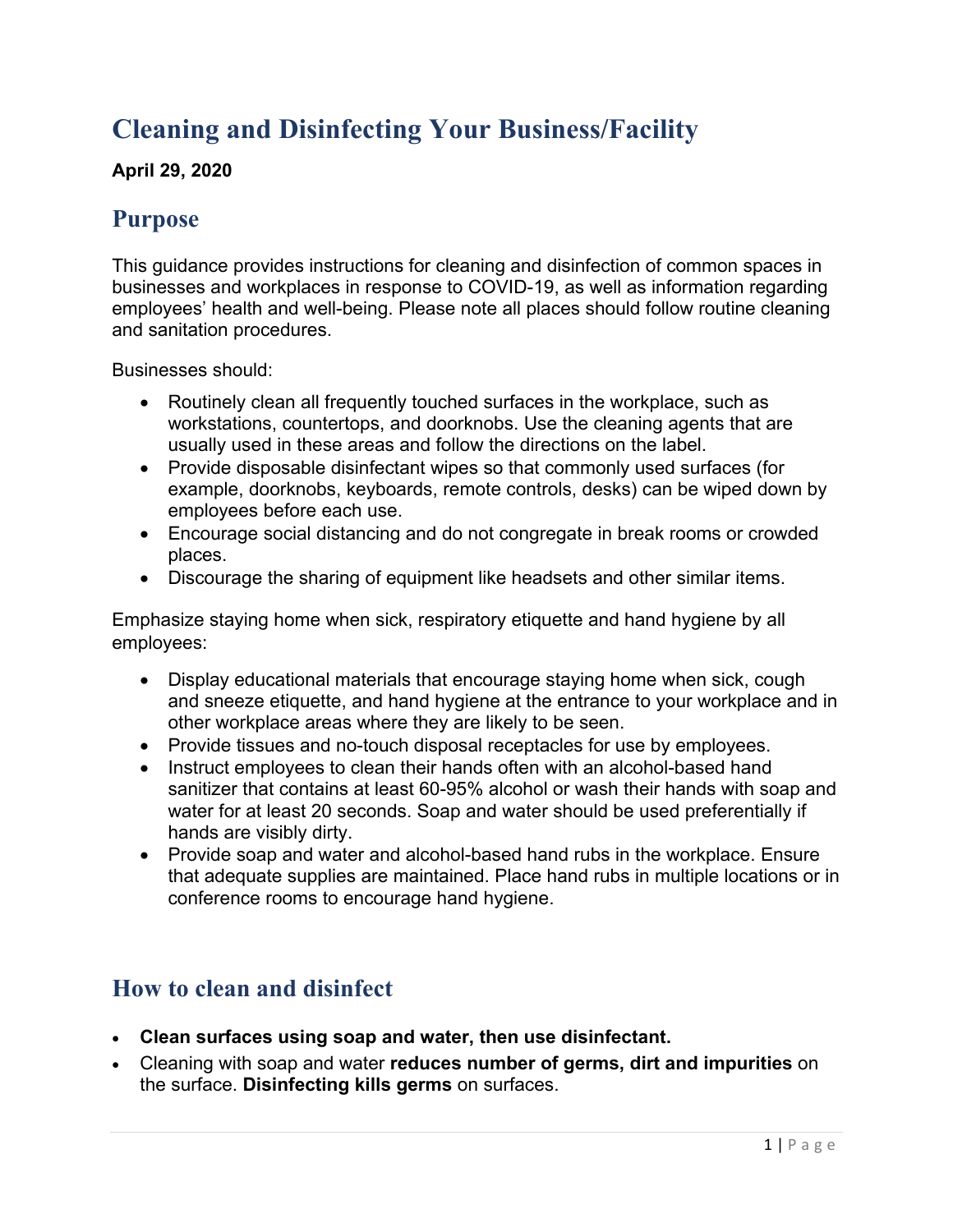# Cleaning and Disinfecting Your Business/Facility

**April 29, 2020**

## Purpose

This guidance provides instructions for cleaning and disinfection of common spaces in businesses and workplaces in response to COVID-19, as well as information regarding employees' health and well-being. Please note all places should follow routine cleaning and sanitation procedures.

Businesses should:

- Routinely clean all frequently touched surfaces in the workplace, such as workstations, countertops, and doorknobs. Use the cleaning agents that are usually used in these areas and follow the directions on the label.
- Provide disposable disinfectant wipes so that commonly used surfaces (for example, doorknobs, keyboards, remote controls, desks) can be wiped down by employees before each use.
- Encourage social distancing and do not congregate in break rooms or crowded places.
- Discourage the sharing of equipment like headsets and other similar items.

Emphasize staying home when sick, respiratory etiquette and hand hygiene by all employees:

- Display educational materials that encourage staying home when sick, cough and sneeze etiquette, and hand hygiene at the entrance to your workplace and in other workplace areas where they are likely to be seen.
- Provide tissues and no-touch disposal receptacles for use by employees.
- Instruct employees to clean their hands often with an alcohol-based hand sanitizer that contains at least 60-95% alcohol or wash their hands with soap and water for at least 20 seconds. Soap and water should be used preferentially if hands are visibly dirty.
- Provide soap and water and alcohol-based hand rubs in the workplace. Ensure that adequate supplies are maintained. Place hand rubs in multiple locations or in conference rooms to encourage hand hygiene.

## How to clean and disinfect

- **Clean surfaces using soap and water, then use disinfectant.**
- Cleaning with soap and water **reduces number of germs, dirt and impurities** on the surface. **Disinfecting kills germs** on surfaces.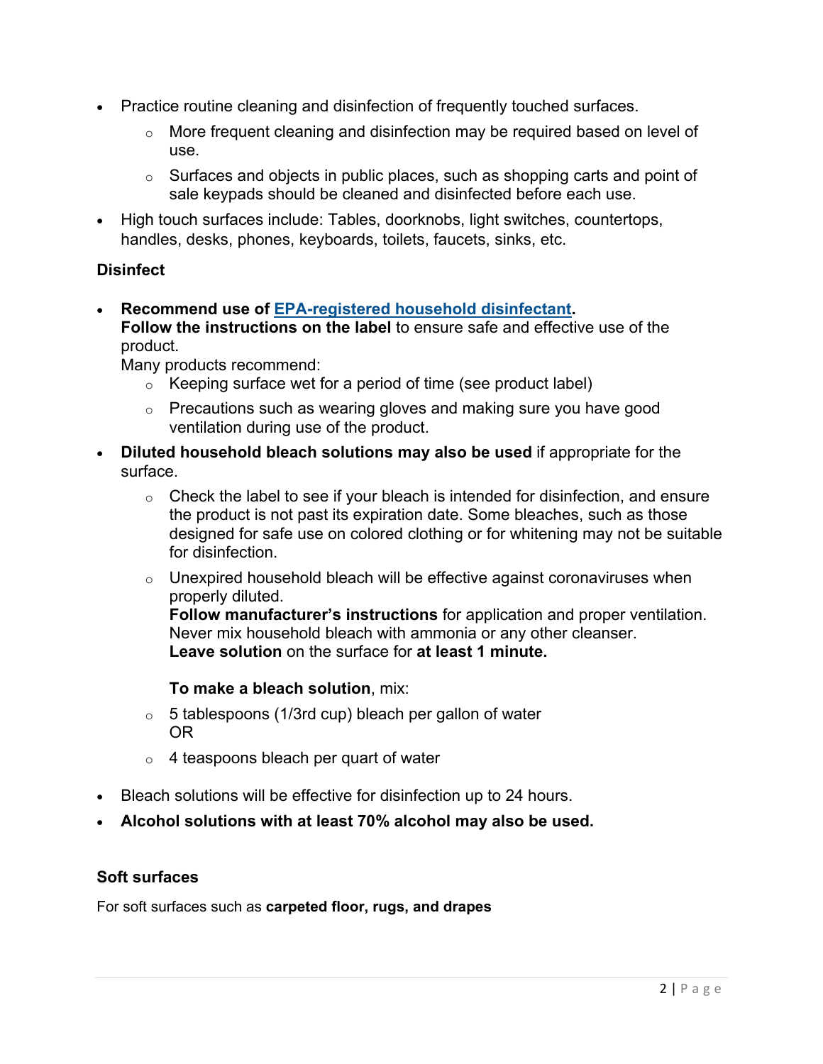- Practice routine cleaning and disinfection of frequently touched surfaces.
    - More frequent cleaning and disinfection may be required based on level of use.
    - Surfaces and objects in public places, such as shopping carts and point of sale keypads should be cleaned and disinfected before each use.
- High touch surfaces include: Tables, doorknobs, light switches, countertops, handles, desks, phones, keyboards, toilets, faucets, sinks, etc.

**Disinfect**

- **Recommend use of [EPA-registered household disinfectant](#).**
  **Follow the instructions on the label** to ensure safe and effective use of the product.
  Many products recommend:
    - Keeping surface wet for a period of time (see product label)
    - Precautions such as wearing gloves and making sure you have good ventilation during use of the product.
- **Diluted household bleach solutions may also be used** if appropriate for the surface.
    - Check the label to see if your bleach is intended for disinfection, and ensure the product is not past its expiration date. Some bleaches, such as those designed for safe use on colored clothing or for whitening may not be suitable for disinfection.
    - Unexpired household bleach will be effective against coronaviruses when properly diluted.
      **Follow manufacturer's instructions** for application and proper ventilation. Never mix household bleach with ammonia or any other cleanser.
      **Leave solution** on the surface for **at least 1 minute.**

      **To make a bleach solution**, mix:
    - 5 tablespoons (1/3rd cup) bleach per gallon of water
      OR
    - 4 teaspoons bleach per quart of water
- Bleach solutions will be effective for disinfection up to 24 hours.
- **Alcohol solutions with at least 70% alcohol may also be used.**

**Soft surfaces**

For soft surfaces such as **carpeted floor, rugs, and drapes**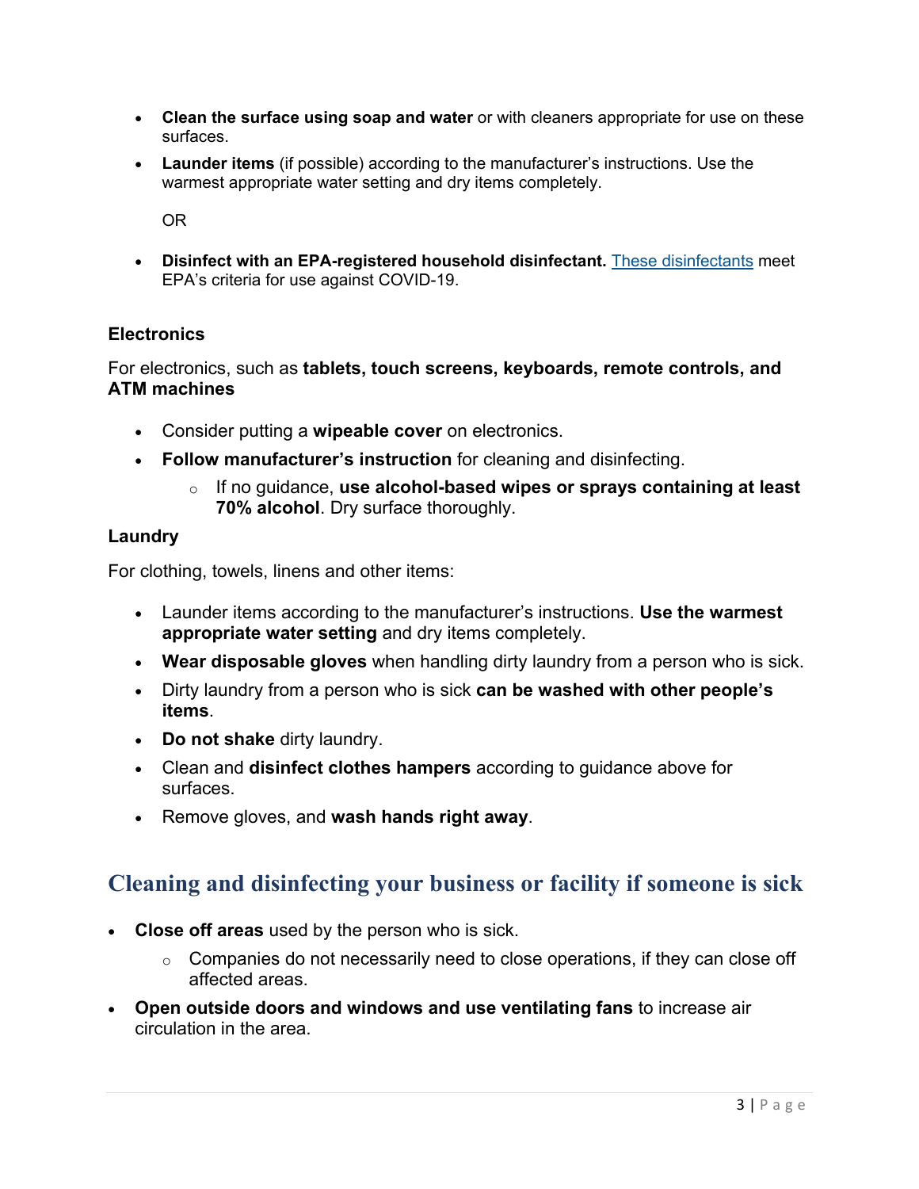- **Clean the surface using soap and water** or with cleaners appropriate for use on these surfaces.
- **Launder items** (if possible) according to the manufacturer's instructions. Use the warmest appropriate water setting and dry items completely.

  OR

- **Disinfect with an EPA-registered household disinfectant.** These disinfectants meet EPA's criteria for use against COVID-19.

### Electronics

For electronics, such as **tablets, touch screens, keyboards, remote controls, and ATM machines**

- Consider putting a **wipeable cover** on electronics.
- **Follow manufacturer's instruction** for cleaning and disinfecting.
  - If no guidance, **use alcohol-based wipes or sprays containing at least 70% alcohol**. Dry surface thoroughly.

### Laundry

For clothing, towels, linens and other items:

- Launder items according to the manufacturer's instructions. **Use the warmest appropriate water setting** and dry items completely.
- **Wear disposable gloves** when handling dirty laundry from a person who is sick.
- Dirty laundry from a person who is sick **can be washed with other people's items**.
- **Do not shake** dirty laundry.
- Clean and **disinfect clothes hampers** according to guidance above for surfaces.
- Remove gloves, and **wash hands right away**.

## Cleaning and disinfecting your business or facility if someone is sick

- **Close off areas** used by the person who is sick.
  - Companies do not necessarily need to close operations, if they can close off affected areas.
- **Open outside doors and windows and use ventilating fans** to increase air circulation in the area.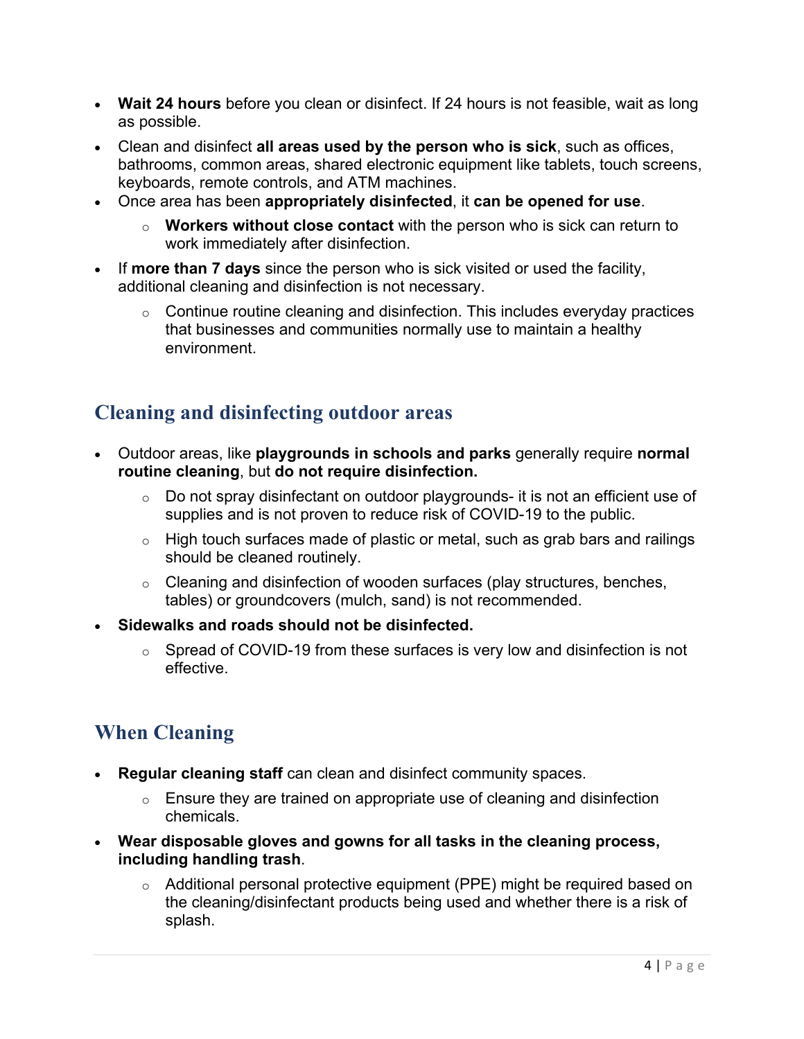- **Wait 24 hours** before you clean or disinfect. If 24 hours is not feasible, wait as long as possible.
- Clean and disinfect **all areas used by the person who is sick**, such as offices, bathrooms, common areas, shared electronic equipment like tablets, touch screens, keyboards, remote controls, and ATM machines.
- Once area has been **appropriately disinfected**, it **can be opened for use**.
  - **Workers without close contact** with the person who is sick can return to work immediately after disinfection.
- If **more than 7 days** since the person who is sick visited or used the facility, additional cleaning and disinfection is not necessary.
  - Continue routine cleaning and disinfection. This includes everyday practices that businesses and communities normally use to maintain a healthy environment.

## Cleaning and disinfecting outdoor areas

- Outdoor areas, like **playgrounds in schools and parks** generally require **normal routine cleaning**, but **do not require disinfection.**
  - Do not spray disinfectant on outdoor playgrounds- it is not an efficient use of supplies and is not proven to reduce risk of COVID-19 to the public.
  - High touch surfaces made of plastic or metal, such as grab bars and railings should be cleaned routinely.
  - Cleaning and disinfection of wooden surfaces (play structures, benches, tables) or groundcovers (mulch, sand) is not recommended.
- **Sidewalks and roads should not be disinfected.**
  - Spread of COVID-19 from these surfaces is very low and disinfection is not effective.

## When Cleaning

- **Regular cleaning staff** can clean and disinfect community spaces.
  - Ensure they are trained on appropriate use of cleaning and disinfection chemicals.
- **Wear disposable gloves and gowns for all tasks in the cleaning process, including handling trash**.
  - Additional personal protective equipment (PPE) might be required based on the cleaning/disinfectant products being used and whether there is a risk of splash.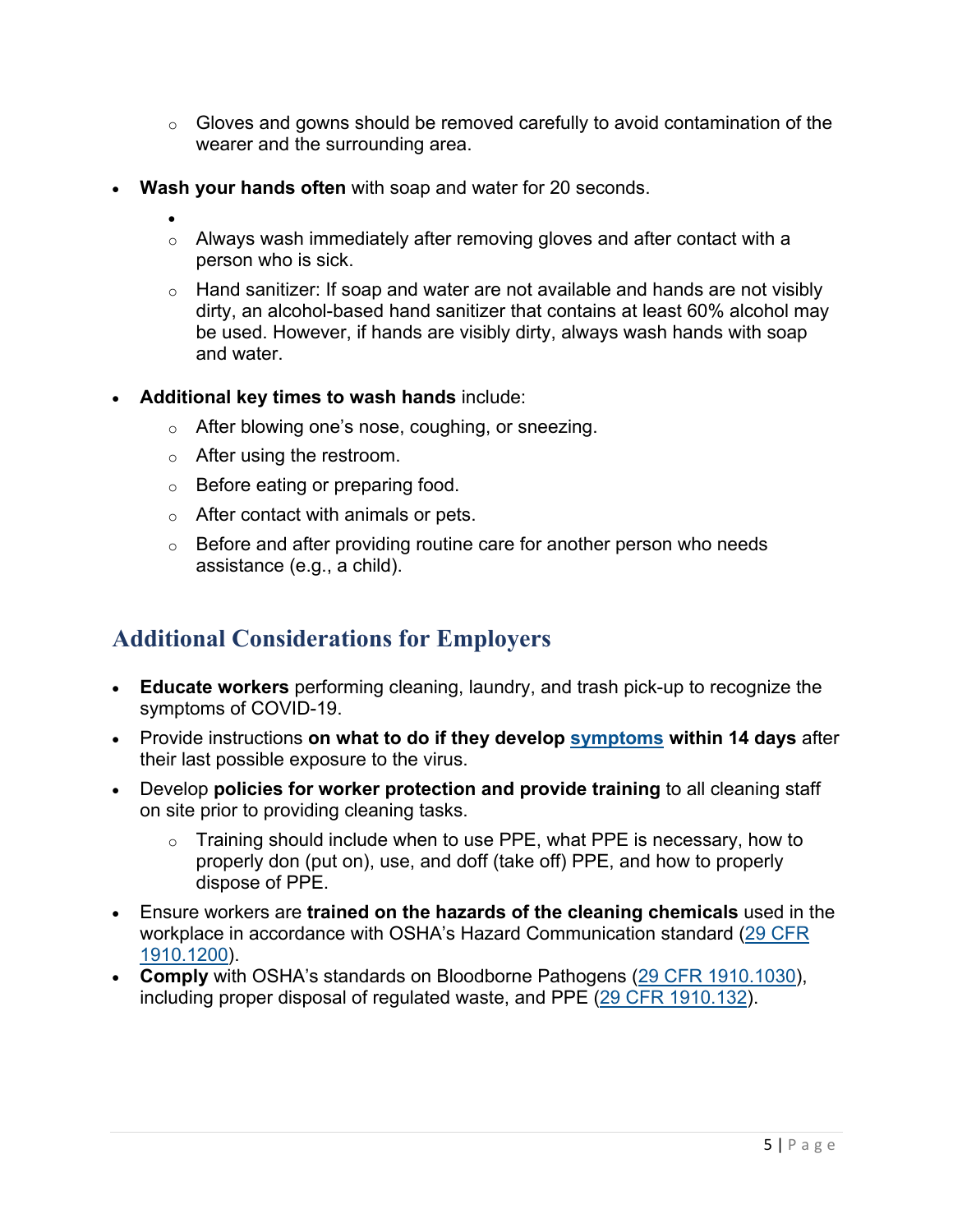- Gloves and gowns should be removed carefully to avoid contamination of the wearer and the surrounding area.

- **Wash your hands often** with soap and water for 20 seconds.
  - Always wash immediately after removing gloves and after contact with a person who is sick.
  - Hand sanitizer: If soap and water are not available and hands are not visibly dirty, an alcohol-based hand sanitizer that contains at least 60% alcohol may be used. However, if hands are visibly dirty, always wash hands with soap and water.

- **Additional key times to wash hands** include:
  - After blowing one's nose, coughing, or sneezing.
  - After using the restroom.
  - Before eating or preparing food.
  - After contact with animals or pets.
  - Before and after providing routine care for another person who needs assistance (e.g., a child).

## Additional Considerations for Employers

- **Educate workers** performing cleaning, laundry, and trash pick-up to recognize the symptoms of COVID-19.
- Provide instructions **on what to do if they develop symptoms within 14 days** after their last possible exposure to the virus.
- Develop **policies for worker protection and provide training** to all cleaning staff on site prior to providing cleaning tasks.
  - Training should include when to use PPE, what PPE is necessary, how to properly don (put on), use, and doff (take off) PPE, and how to properly dispose of PPE.
- Ensure workers are **trained on the hazards of the cleaning chemicals** used in the workplace in accordance with OSHA's Hazard Communication standard (29 CFR 1910.1200).
- **Comply** with OSHA's standards on Bloodborne Pathogens (29 CFR 1910.1030), including proper disposal of regulated waste, and PPE (29 CFR 1910.132).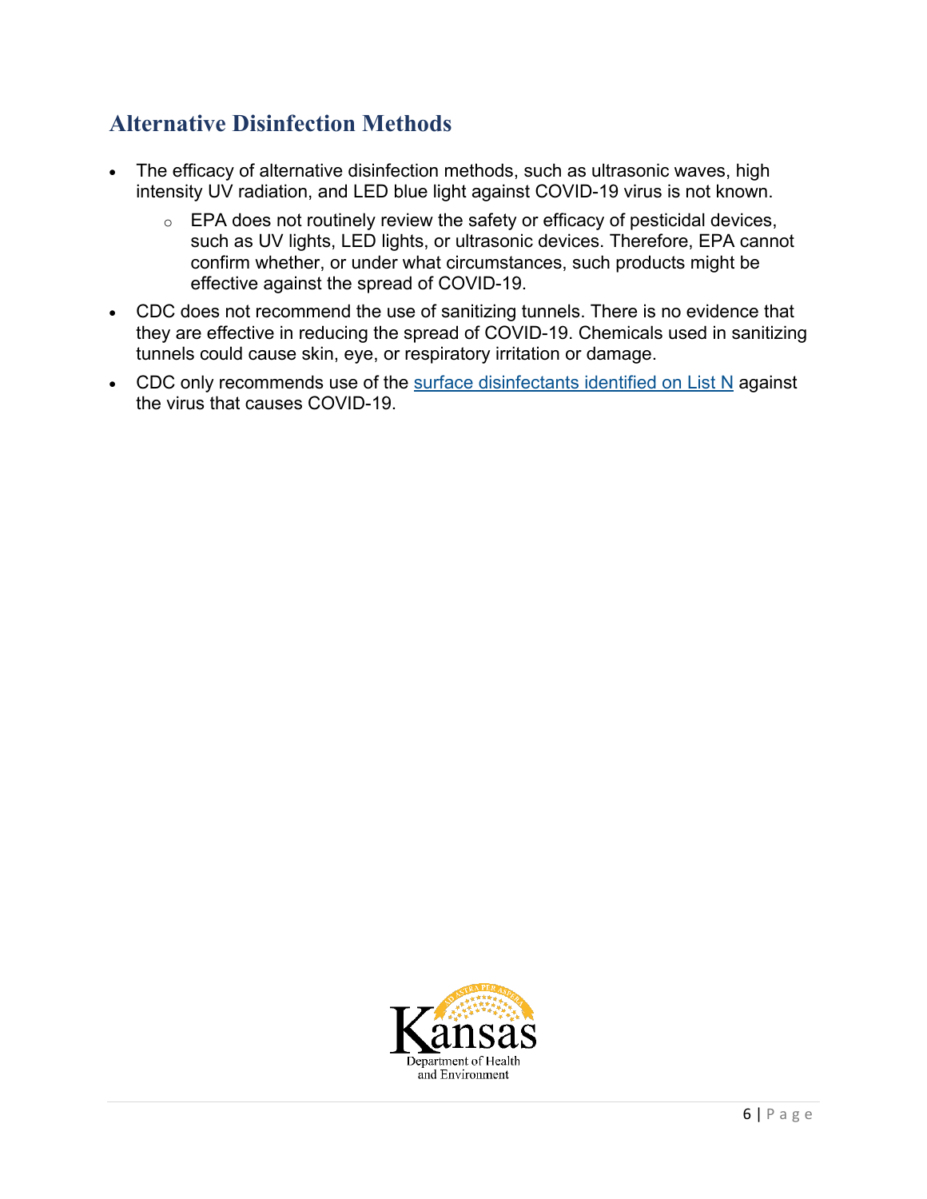## Alternative Disinfection Methods

- The efficacy of alternative disinfection methods, such as ultrasonic waves, high intensity UV radiation, and LED blue light against COVID-19 virus is not known.
  - EPA does not routinely review the safety or efficacy of pesticidal devices, such as UV lights, LED lights, or ultrasonic devices. Therefore, EPA cannot confirm whether, or under what circumstances, such products might be effective against the spread of COVID-19.
- CDC does not recommend the use of sanitizing tunnels. There is no evidence that they are effective in reducing the spread of COVID-19. Chemicals used in sanitizing tunnels could cause skin, eye, or respiratory irritation or damage.
- CDC only recommends use of the surface disinfectants identified on List N against the virus that causes COVID-19.

Kansas Department of Health and Environment